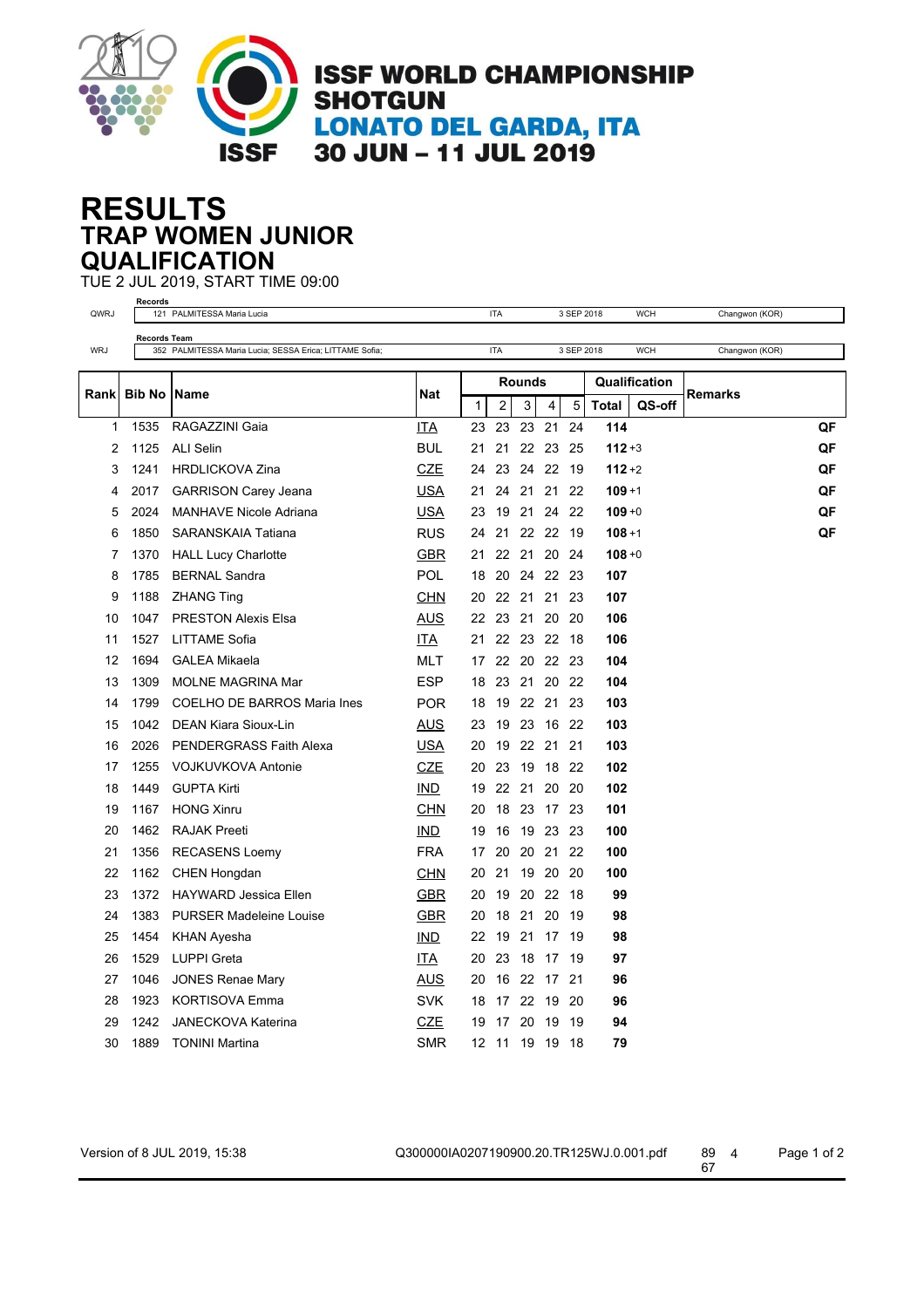# ISSF WORLD CHAMPIONSHIP SHOTGUN

## LONATO DEL GARDA, ITA

## 30 JUN – 11 JUL 2019

# RESULTS

## TRAP WOMEN JUNIOR

## QUALIFICATION

TUE 2 JUL 2019, START TIME 09:00

**Records**

| | | | | | |
|---|---|---|---|---|---|
| QWRJ | 121 PALMITESSA Maria Lucia | ITA | 3 SEP 2018 | WCH | Changwon (KOR) |

**Records Team**

| | | | | | |
|---|---|---|---|---|---|
| WRJ | 352 PALMITESSA Maria Lucia; SESSA Erica; LITTAME Sofia; | ITA | 3 SEP 2018 | WCH | Changwon (KOR) |

| Rank | Bib No | Name | Nat | Rounds | | | | | Qualification | | Remarks |
|---|---|---|---|---|---|---|---|---|---|---|---|
| | | | | 1 | 2 | 3 | 4 | 5 | Total | QS-off | |
| 1 | 1535 | RAGAZZINI Gaia | ITA | 23 | 23 | 23 | 21 | 24 | **114** | | **QF** |
| 2 | 1125 | ALI Selin | BUL | 21 | 21 | 22 | 23 | 25 | **112** | +3 | **QF** |
| 3 | 1241 | HRDLICKOVA Zina | CZE | 24 | 23 | 24 | 22 | 19 | **112** | +2 | **QF** |
| 4 | 2017 | GARRISON Carey Jeana | USA | 21 | 24 | 21 | 21 | 22 | **109** | +1 | **QF** |
| 5 | 2024 | MANHAVE Nicole Adriana | USA | 23 | 19 | 21 | 24 | 22 | **109** | +0 | **QF** |
| 6 | 1850 | SARANSKAIA Tatiana | RUS | 24 | 21 | 22 | 22 | 19 | **108** | +1 | **QF** |
| 7 | 1370 | HALL Lucy Charlotte | GBR | 21 | 22 | 21 | 20 | 24 | **108** | +0 | |
| 8 | 1785 | BERNAL Sandra | POL | 18 | 20 | 24 | 22 | 23 | **107** | | |
| 9 | 1188 | ZHANG Ting | CHN | 20 | 22 | 21 | 21 | 23 | **107** | | |
| 10 | 1047 | PRESTON Alexis Elsa | AUS | 22 | 23 | 21 | 20 | 20 | **106** | | |
| 11 | 1527 | LITTAME Sofia | ITA | 21 | 22 | 23 | 22 | 18 | **106** | | |
| 12 | 1694 | GALEA Mikaela | MLT | 17 | 22 | 20 | 22 | 23 | **104** | | |
| 13 | 1309 | MOLNE MAGRINA Mar | ESP | 18 | 23 | 21 | 20 | 22 | **104** | | |
| 14 | 1799 | COELHO DE BARROS Maria Ines | POR | 18 | 19 | 22 | 21 | 23 | **103** | | |
| 15 | 1042 | DEAN Kiara Sioux-Lin | AUS | 23 | 19 | 23 | 16 | 22 | **103** | | |
| 16 | 2026 | PENDERGRASS Faith Alexa | USA | 20 | 19 | 22 | 21 | 21 | **103** | | |
| 17 | 1255 | VOJKUVKOVA Antonie | CZE | 20 | 23 | 19 | 18 | 22 | **102** | | |
| 18 | 1449 | GUPTA Kirti | IND | 19 | 22 | 21 | 20 | 20 | **102** | | |
| 19 | 1167 | HONG Xinru | CHN | 20 | 18 | 23 | 17 | 23 | **101** | | |
| 20 | 1462 | RAJAK Preeti | IND | 19 | 16 | 19 | 23 | 23 | **100** | | |
| 21 | 1356 | RECASENS Loemy | FRA | 17 | 20 | 20 | 21 | 22 | **100** | | |
| 22 | 1162 | CHEN Hongdan | CHN | 20 | 21 | 19 | 20 | 20 | **100** | | |
| 23 | 1372 | HAYWARD Jessica Ellen | GBR | 20 | 19 | 20 | 22 | 18 | **99** | | |
| 24 | 1383 | PURSER Madeleine Louise | GBR | 20 | 18 | 21 | 20 | 19 | **98** | | |
| 25 | 1454 | KHAN Ayesha | IND | 22 | 19 | 21 | 17 | 19 | **98** | | |
| 26 | 1529 | LUPPI Greta | ITA | 20 | 23 | 18 | 17 | 19 | **97** | | |
| 27 | 1046 | JONES Renae Mary | AUS | 20 | 16 | 22 | 17 | 21 | **96** | | |
| 28 | 1923 | KORTISOVA Emma | SVK | 18 | 17 | 22 | 19 | 20 | **96** | | |
| 29 | 1242 | JANECKOVA Katerina | CZE | 19 | 17 | 20 | 19 | 19 | **94** | | |
| 30 | 1889 | TONINI Martina | SMR | 12 | 11 | 19 | 19 | 18 | **79** | | |

Version of 8 JUL 2019, 15:38 Q300000IA0207190900.20.TR125WJ.0.001.pdf 89 4 67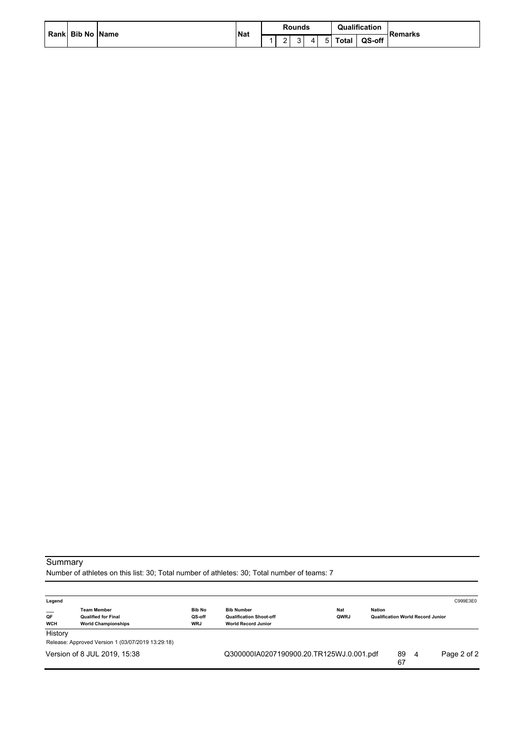| Rank | Bib No | Name | Nat | Rounds | | | | | Qualification | | Remarks |
|---|---|---|---|---|---|---|---|---|---|---|---|
| | | | | 1 | 2 | 3 | 4 | 5 | Total | QS-off | |

## Summary

Number of athletes on this list: 30; Total number of athletes: 30; Total number of teams: 7

**Legend**

| | | | | | |
|---|---|---|---|---|---|
| ___ | Team Member | Bib No | Bib Number | Nat | Nation |
| QF | Qualified for Final | QS-off | Qualification Shoot-off | QWRJ | Qualification World Record Junior |
| WCH | World Championships | WRJ | World Record Junior | | |

C999E3E0

**History**

Release: Approved Version 1 (03/07/2019 13:29:18)

Version of 8 JUL 2019, 15:38

Q300000IA0207190900.20.TR125WJ.0.001.pdf 89 67 4